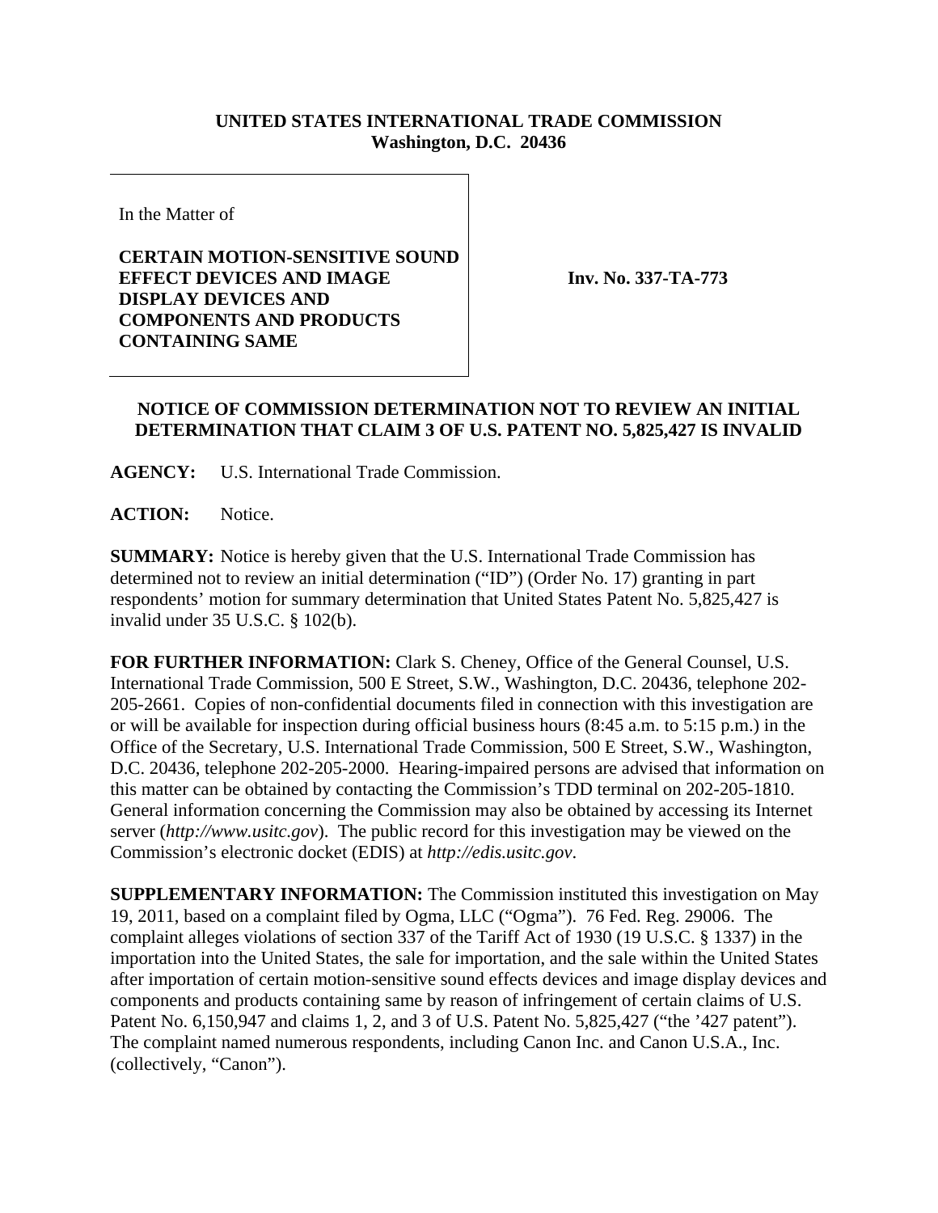**UNITED STATES INTERNATIONAL TRADE COMMISSION**
**Washington, D.C. 20436**

In the Matter of

**CERTAIN MOTION-SENSITIVE SOUND EFFECT DEVICES AND IMAGE DISPLAY DEVICES AND COMPONENTS AND PRODUCTS CONTAINING SAME**

**Inv. No. 337-TA-773**

**NOTICE OF COMMISSION DETERMINATION NOT TO REVIEW AN INITIAL DETERMINATION THAT CLAIM 3 OF U.S. PATENT NO. 5,825,427 IS INVALID**

**AGENCY:** U.S. International Trade Commission.

**ACTION:** Notice.

**SUMMARY:** Notice is hereby given that the U.S. International Trade Commission has determined not to review an initial determination ("ID") (Order No. 17) granting in part respondents' motion for summary determination that United States Patent No. 5,825,427 is invalid under 35 U.S.C. § 102(b).

**FOR FURTHER INFORMATION:** Clark S. Cheney, Office of the General Counsel, U.S. International Trade Commission, 500 E Street, S.W., Washington, D.C. 20436, telephone 202-205-2661. Copies of non-confidential documents filed in connection with this investigation are or will be available for inspection during official business hours (8:45 a.m. to 5:15 p.m.) in the Office of the Secretary, U.S. International Trade Commission, 500 E Street, S.W., Washington, D.C. 20436, telephone 202-205-2000. Hearing-impaired persons are advised that information on this matter can be obtained by contacting the Commission's TDD terminal on 202-205-1810. General information concerning the Commission may also be obtained by accessing its Internet server (*http://www.usitc.gov*). The public record for this investigation may be viewed on the Commission's electronic docket (EDIS) at *http://edis.usitc.gov*.

**SUPPLEMENTARY INFORMATION:** The Commission instituted this investigation on May 19, 2011, based on a complaint filed by Ogma, LLC ("Ogma"). 76 Fed. Reg. 29006. The complaint alleges violations of section 337 of the Tariff Act of 1930 (19 U.S.C. § 1337) in the importation into the United States, the sale for importation, and the sale within the United States after importation of certain motion-sensitive sound effects devices and image display devices and components and products containing same by reason of infringement of certain claims of U.S. Patent No. 6,150,947 and claims 1, 2, and 3 of U.S. Patent No. 5,825,427 ("the '427 patent"). The complaint named numerous respondents, including Canon Inc. and Canon U.S.A., Inc. (collectively, "Canon").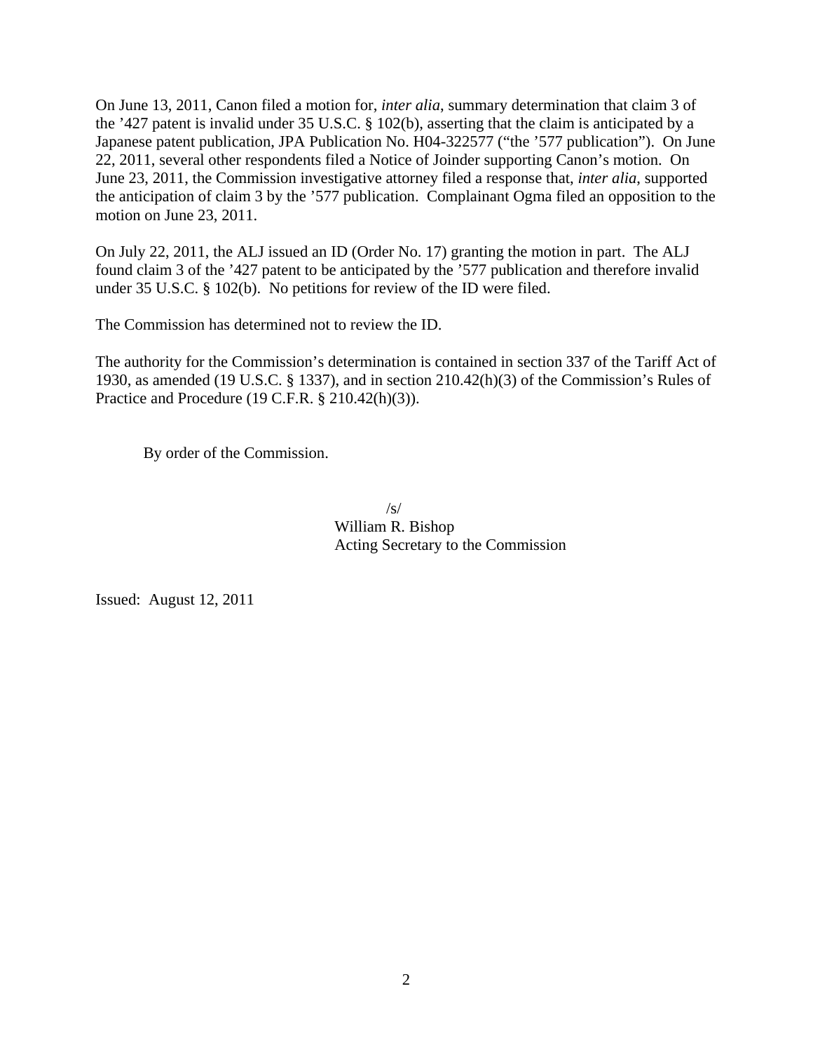On June 13, 2011, Canon filed a motion for, *inter alia*, summary determination that claim 3 of the '427 patent is invalid under 35 U.S.C. § 102(b), asserting that the claim is anticipated by a Japanese patent publication, JPA Publication No. H04-322577 ("the '577 publication"). On June 22, 2011, several other respondents filed a Notice of Joinder supporting Canon's motion. On June 23, 2011, the Commission investigative attorney filed a response that, *inter alia*, supported the anticipation of claim 3 by the '577 publication. Complainant Ogma filed an opposition to the motion on June 23, 2011.

On July 22, 2011, the ALJ issued an ID (Order No. 17) granting the motion in part. The ALJ found claim 3 of the '427 patent to be anticipated by the '577 publication and therefore invalid under 35 U.S.C. § 102(b). No petitions for review of the ID were filed.

The Commission has determined not to review the ID.

The authority for the Commission's determination is contained in section 337 of the Tariff Act of 1930, as amended (19 U.S.C. § 1337), and in section 210.42(h)(3) of the Commission's Rules of Practice and Procedure (19 C.F.R. § 210.42(h)(3)).

By order of the Commission.

/s/
William R. Bishop
Acting Secretary to the Commission

Issued: August 12, 2011